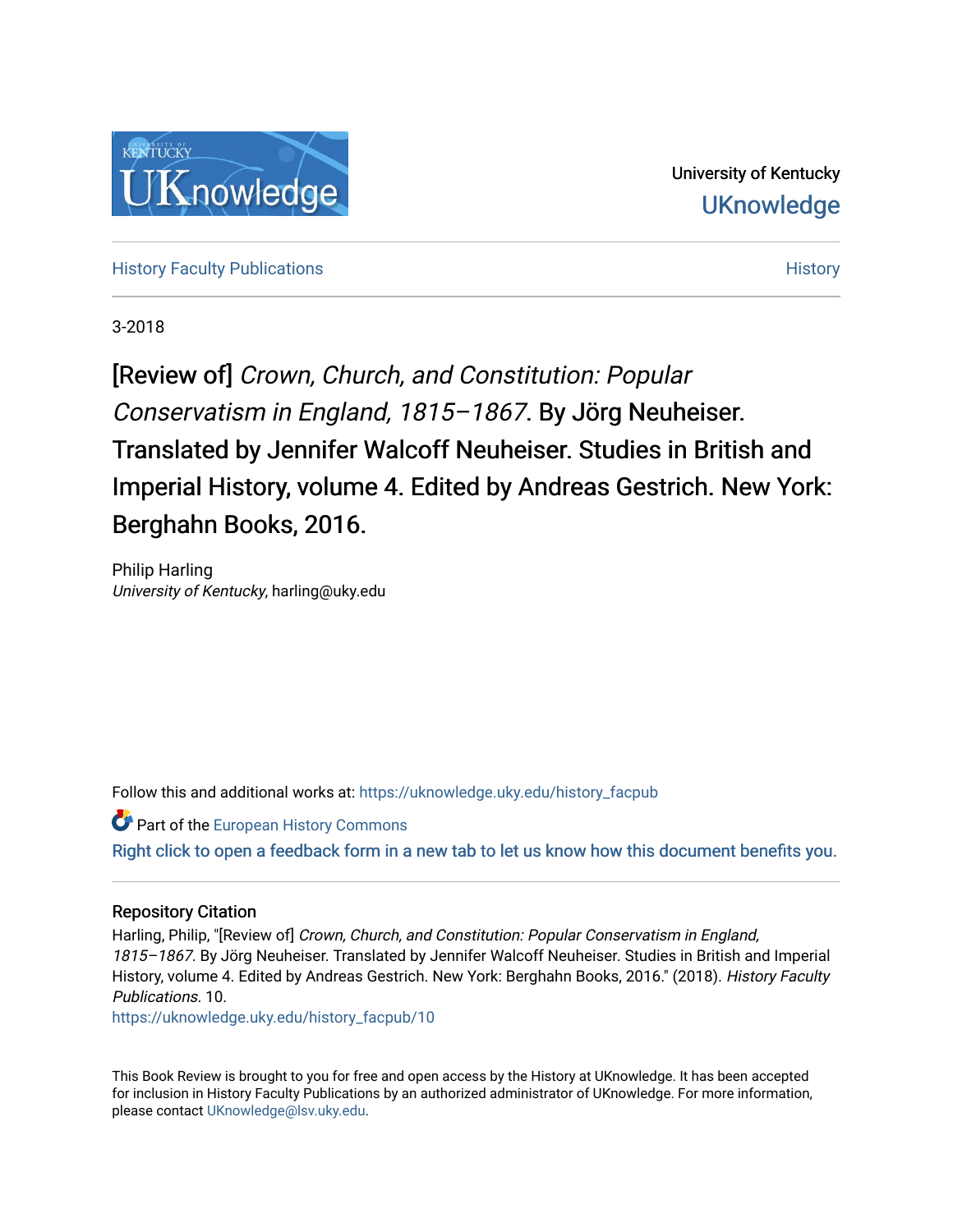University of Kentucky
UKnowledge

History Faculty Publications | History

3-2018

# [Review of] *Crown, Church, and Constitution: Popular Conservatism in England, 1815–1867*. By Jörg Neuheiser. Translated by Jennifer Walcoff Neuheiser. Studies in British and Imperial History, volume 4. Edited by Andreas Gestrich. New York: Berghahn Books, 2016.

Philip Harling
*University of Kentucky*, harling@uky.edu

Follow this and additional works at: https://uknowledge.uky.edu/history_facpub

Part of the European History Commons

Right click to open a feedback form in a new tab to let us know how this document benefits you.

## Repository Citation

Harling, Philip, "[Review of] *Crown, Church, and Constitution: Popular Conservatism in England, 1815–1867*. By Jörg Neuheiser. Translated by Jennifer Walcoff Neuheiser. Studies in British and Imperial History, volume 4. Edited by Andreas Gestrich. New York: Berghahn Books, 2016." (2018). *History Faculty Publications*. 10.
https://uknowledge.uky.edu/history_facpub/10

This Book Review is brought to you for free and open access by the History at UKnowledge. It has been accepted for inclusion in History Faculty Publications by an authorized administrator of UKnowledge. For more information, please contact UKnowledge@lsv.uky.edu.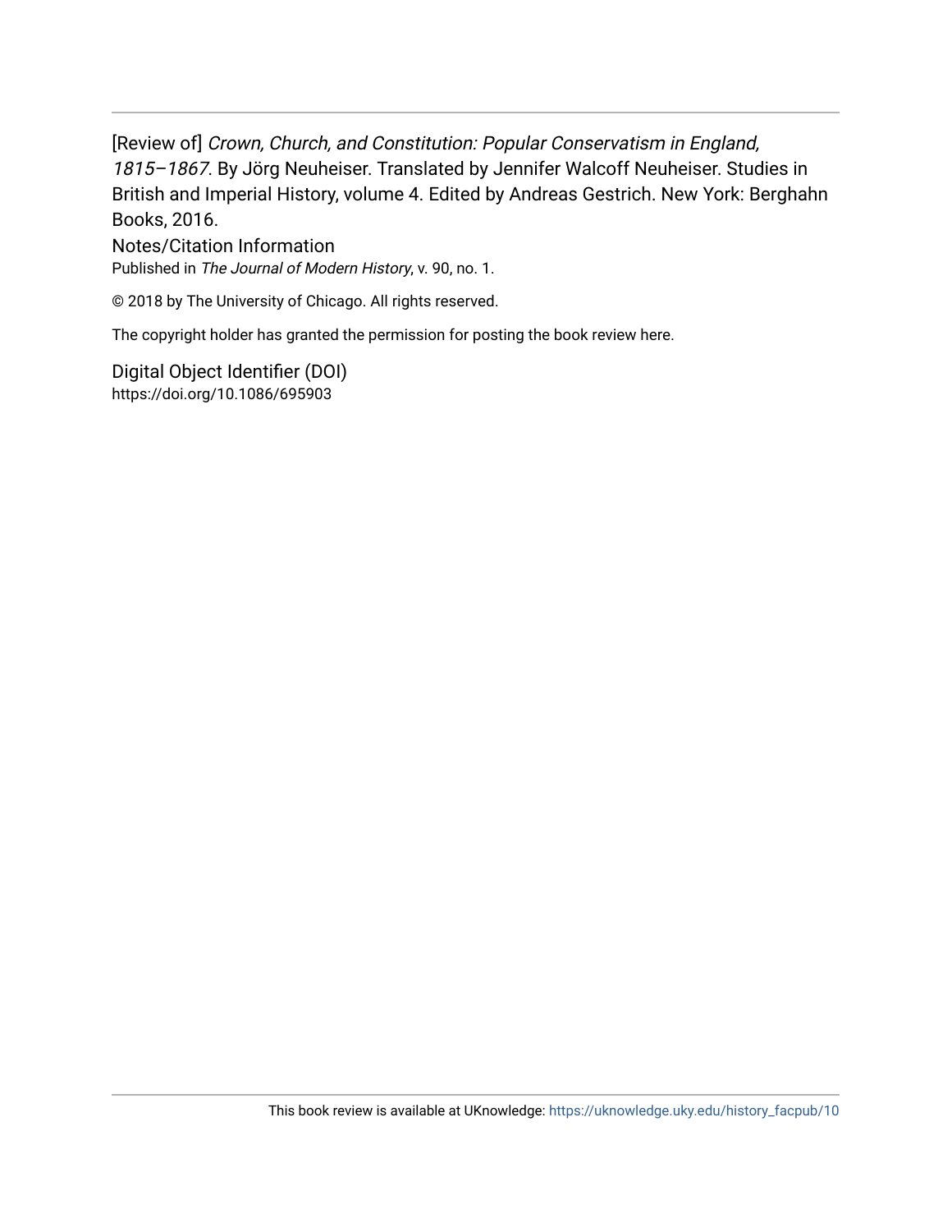[Review of] *Crown, Church, and Constitution: Popular Conservatism in England, 1815–1867*. By Jörg Neuheiser. Translated by Jennifer Walcoff Neuheiser. Studies in British and Imperial History, volume 4. Edited by Andreas Gestrich. New York: Berghahn Books, 2016.

Notes/Citation Information

Published in *The Journal of Modern History*, v. 90, no. 1.

© 2018 by The University of Chicago. All rights reserved.

The copyright holder has granted the permission for posting the book review here.

Digital Object Identifier (DOI)

https://doi.org/10.1086/695903

This book review is available at UKnowledge: https://uknowledge.uky.edu/history_facpub/10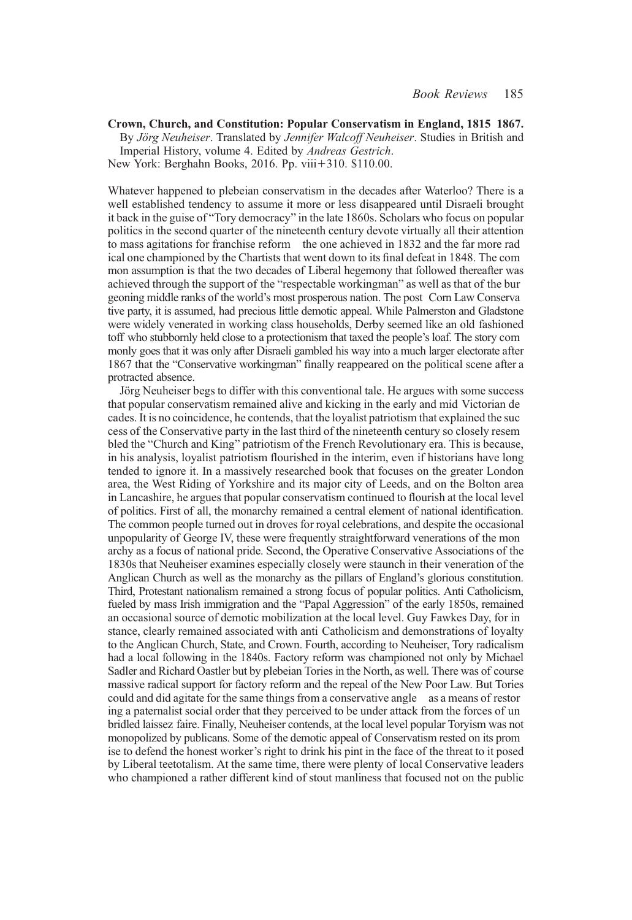**Crown, Church, and Constitution: Popular Conservatism in England, 1815 1867.**
By *Jörg Neuheiser*. Translated by *Jennifer Walcoff Neuheiser*. Studies in British and Imperial History, volume 4. Edited by *Andreas Gestrich*.
New York: Berghahn Books, 2016. Pp. viii+310. $110.00.

Whatever happened to plebeian conservatism in the decades after Waterloo? There is a well established tendency to assume it more or less disappeared until Disraeli brought it back in the guise of "Tory democracy" in the late 1860s. Scholars who focus on popular politics in the second quarter of the nineteenth century devote virtually all their attention to mass agitations for franchise reform the one achieved in 1832 and the far more radical one championed by the Chartists that went down to its final defeat in 1848. The common assumption is that the two decades of Liberal hegemony that followed thereafter was achieved through the support of the "respectable workingman" as well as that of the burgeoning middle ranks of the world's most prosperous nation. The post Corn Law Conservative party, it is assumed, had precious little demotic appeal. While Palmerston and Gladstone were widely venerated in working class households, Derby seemed like an old fashioned toff who stubbornly held close to a protectionism that taxed the people's loaf. The story commonly goes that it was only after Disraeli gambled his way into a much larger electorate after 1867 that the "Conservative workingman" finally reappeared on the political scene after a protracted absence.

Jörg Neuheiser begs to differ with this conventional tale. He argues with some success that popular conservatism remained alive and kicking in the early and mid Victorian decades. It is no coincidence, he contends, that the loyalist patriotism that explained the success of the Conservative party in the last third of the nineteenth century so closely resembled the "Church and King" patriotism of the French Revolutionary era. This is because, in his analysis, loyalist patriotism flourished in the interim, even if historians have long tended to ignore it. In a massively researched book that focuses on the greater London area, the West Riding of Yorkshire and its major city of Leeds, and on the Bolton area in Lancashire, he argues that popular conservatism continued to flourish at the local level of politics. First of all, the monarchy remained a central element of national identification. The common people turned out in droves for royal celebrations, and despite the occasional unpopularity of George IV, these were frequently straightforward venerations of the monarchy as a focus of national pride. Second, the Operative Conservative Associations of the 1830s that Neuheiser examines especially closely were staunch in their veneration of the Anglican Church as well as the monarchy as the pillars of England's glorious constitution. Third, Protestant nationalism remained a strong focus of popular politics. Anti Catholicism, fueled by mass Irish immigration and the "Papal Aggression" of the early 1850s, remained an occasional source of demotic mobilization at the local level. Guy Fawkes Day, for instance, clearly remained associated with anti Catholicism and demonstrations of loyalty to the Anglican Church, State, and Crown. Fourth, according to Neuheiser, Tory radicalism had a local following in the 1840s. Factory reform was championed not only by Michael Sadler and Richard Oastler but by plebeian Tories in the North, as well. There was of course massive radical support for factory reform and the repeal of the New Poor Law. But Tories could and did agitate for the same things from a conservative angle as a means of restoring a paternalist social order that they perceived to be under attack from the forces of unbridled laissez faire. Finally, Neuheiser contends, at the local level popular Toryism was not monopolized by publicans. Some of the demotic appeal of Conservatism rested on its promise to defend the honest worker's right to drink his pint in the face of the threat to it posed by Liberal teetotalism. At the same time, there were plenty of local Conservative leaders who championed a rather different kind of stout manliness that focused not on the public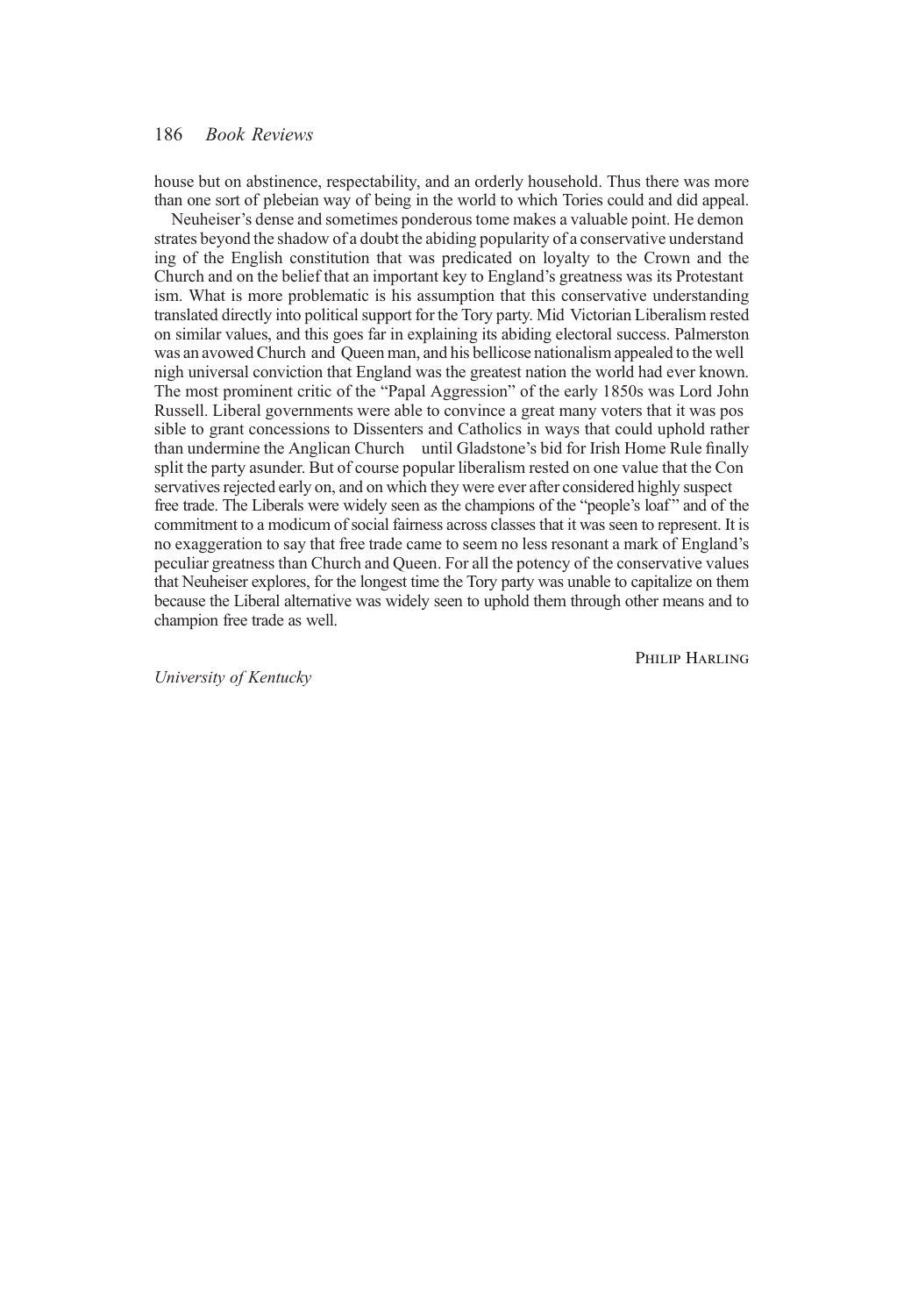house but on abstinence, respectability, and an orderly household. Thus there was more than one sort of plebeian way of being in the world to which Tories could and did appeal.

Neuheiser's dense and sometimes ponderous tome makes a valuable point. He demonstrates beyond the shadow of a doubt the abiding popularity of a conservative understanding of the English constitution that was predicated on loyalty to the Crown and the Church and on the belief that an important key to England's greatness was its Protestantism. What is more problematic is his assumption that this conservative understanding translated directly into political support for the Tory party. Mid Victorian Liberalism rested on similar values, and this goes far in explaining its abiding electoral success. Palmerston was an avowed Church and Queen man, and his bellicose nationalism appealed to the well nigh universal conviction that England was the greatest nation the world had ever known. The most prominent critic of the "Papal Aggression" of the early 1850s was Lord John Russell. Liberal governments were able to convince a great many voters that it was possible to grant concessions to Dissenters and Catholics in ways that could uphold rather than undermine the Anglican Church until Gladstone's bid for Irish Home Rule finally split the party asunder. But of course popular liberalism rested on one value that the Conservatives rejected early on, and on which they were ever after considered highly suspect free trade. The Liberals were widely seen as the champions of the "people's loaf" and of the commitment to a modicum of social fairness across classes that it was seen to represent. It is no exaggeration to say that free trade came to seem no less resonant a mark of England's peculiar greatness than Church and Queen. For all the potency of the conservative values that Neuheiser explores, for the longest time the Tory party was unable to capitalize on them because the Liberal alternative was widely seen to uphold them through other means and to champion free trade as well.

Philip Harling

*University of Kentucky*